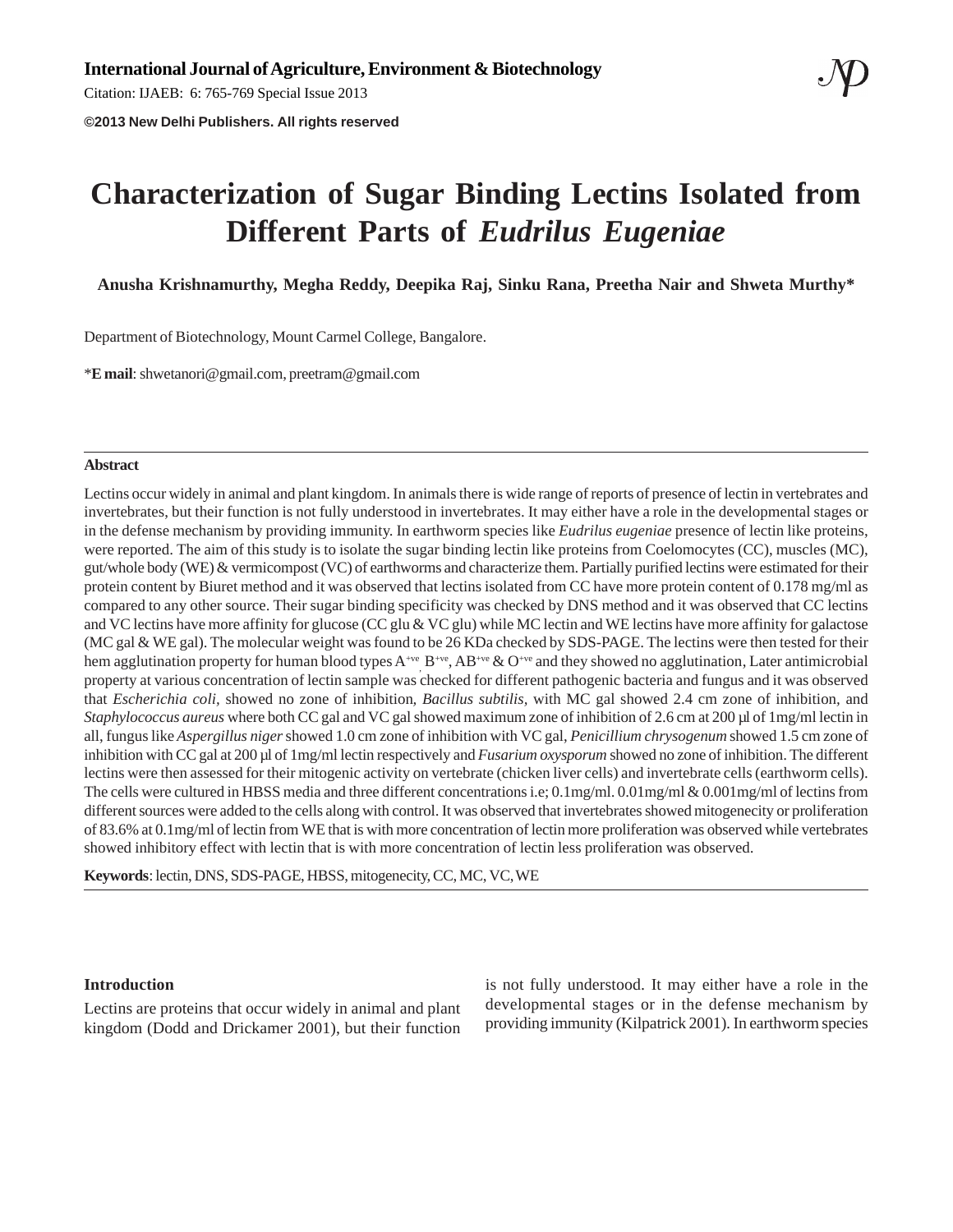# Characterization of Sugar Binding Lectins Isolated from Different Parts of *Eudrilus Eugeniae*

**Anusha Krishnamurthy, Megha Reddy, Deepika Raj, Sinku Rana, Preetha Nair and Shweta Murthy***

Department of Biotechnology, Mount Carmel College, Bangalore.

***E mail**: shwetanori@gmail.com, preetram@gmail.com

## Abstract

Lectins occur widely in animal and plant kingdom. In animals there is wide range of reports of presence of lectin in vertebrates and invertebrates, but their function is not fully understood in invertebrates. It may either have a role in the developmental stages or in the defense mechanism by providing immunity. In earthworm species like *Eudrilus eugeniae* presence of lectin like proteins, were reported. The aim of this study is to isolate the sugar binding lectin like proteins from Coelomocytes (CC), muscles (MC), gut/whole body (WE) & vermicompost (VC) of earthworms and characterize them. Partially purified lectins were estimated for their protein content by Biuret method and it was observed that lectins isolated from CC have more protein content of 0.178 mg/ml as compared to any other source. Their sugar binding specificity was checked by DNS method and it was observed that CC lectins and VC lectins have more affinity for glucose (CC glu & VC glu) while MC lectin and WE lectins have more affinity for galactose (MC gal & WE gal). The molecular weight was found to be 26 KDa checked by SDS-PAGE. The lectins were then tested for their hem agglutination property for human blood types $A^{+ve}$, $B^{+ve}$, $AB^{+ve}$ & $O^{+ve}$ and they showed no agglutination, Later antimicrobial property at various concentration of lectin sample was checked for different pathogenic bacteria and fungus and it was observed that *Escherichia coli*, showed no zone of inhibition, *Bacillus subtilis*, with MC gal showed 2.4 cm zone of inhibition, and *Staphylococcus aureus* where both CC gal and VC gal showed maximum zone of inhibition of 2.6 cm at 200 µl of 1mg/ml lectin in all, fungus like *Aspergillus niger* showed 1.0 cm zone of inhibition with VC gal, *Penicillium chrysogenum* showed 1.5 cm zone of inhibition with CC gal at 200 µl of 1mg/ml lectin respectively and *Fusarium oxysporum* showed no zone of inhibition. The different lectins were then assessed for their mitogenic activity on vertebrate (chicken liver cells) and invertebrate cells (earthworm cells). The cells were cultured in HBSS media and three different concentrations i.e; 0.1mg/ml. 0.01mg/ml & 0.001mg/ml of lectins from different sources were added to the cells along with control. It was observed that invertebrates showed mitogenecity or proliferation of 83.6% at 0.1mg/ml of lectin from WE that is with more concentration of lectin more proliferation was observed while vertebrates showed inhibitory effect with lectin that is with more concentration of lectin less proliferation was observed.

**Keywords**: lectin, DNS, SDS-PAGE, HBSS, mitogenecity, CC, MC, VC, WE

## Introduction

Lectins are proteins that occur widely in animal and plant kingdom (Dodd and Drickamer 2001), but their function is not fully understood. It may either have a role in the developmental stages or in the defense mechanism by providing immunity (Kilpatrick 2001). In earthworm species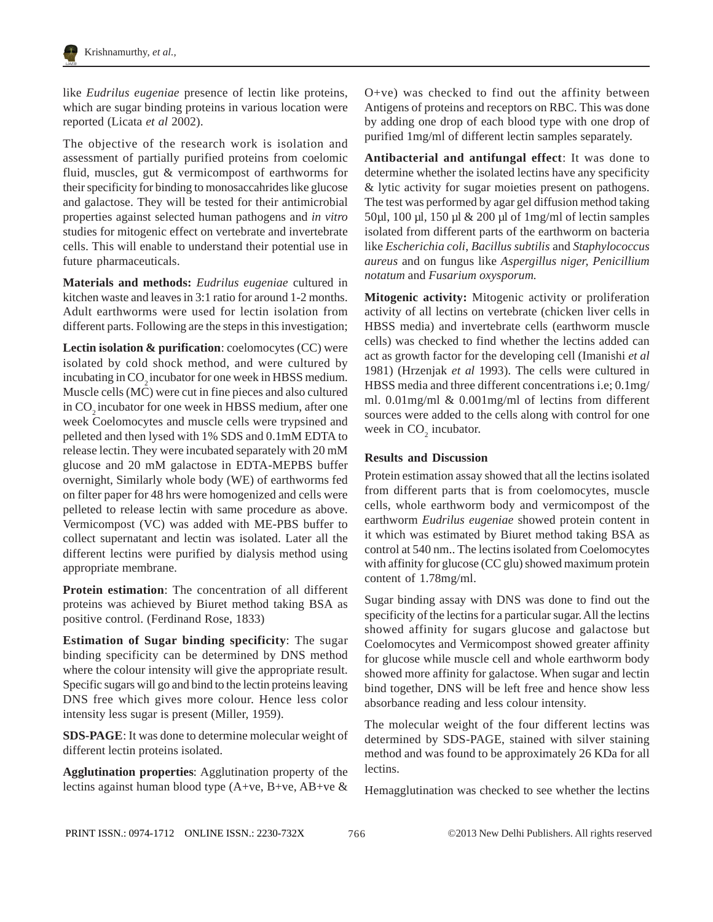like *Eudrilus eugeniae* presence of lectin like proteins, which are sugar binding proteins in various location were reported (Licata *et al* 2002).

The objective of the research work is isolation and assessment of partially purified proteins from coelomic fluid, muscles, gut & vermicompost of earthworms for their specificity for binding to monosaccahrides like glucose and galactose. They will be tested for their antimicrobial properties against selected human pathogens and *in vitro* studies for mitogenic effect on vertebrate and invertebrate cells. This will enable to understand their potential use in future pharmaceuticals.

**Materials and methods:** *Eudrilus eugeniae* cultured in kitchen waste and leaves in 3:1 ratio for around 1-2 months. Adult earthworms were used for lectin isolation from different parts. Following are the steps in this investigation;

**Lectin isolation & purification**: coelomocytes (CC) were isolated by cold shock method, and were cultured by incubating in $CO_2$ incubator for one week in HBSS medium. Muscle cells (MC) were cut in fine pieces and also cultured in $CO_2$ incubator for one week in HBSS medium, after one week Coelomocytes and muscle cells were trypsined and pelleted and then lysed with 1% SDS and 0.1mM EDTA to release lectin. They were incubated separately with 20 mM glucose and 20 mM galactose in EDTA-MEPBS buffer overnight, Similarly whole body (WE) of earthworms fed on filter paper for 48 hrs were homogenized and cells were pelleted to release lectin with same procedure as above. Vermicompost (VC) was added with ME-PBS buffer to collect supernatant and lectin was isolated. Later all the different lectins were purified by dialysis method using appropriate membrane.

**Protein estimation**: The concentration of all different proteins was achieved by Biuret method taking BSA as positive control. (Ferdinand Rose, 1833)

**Estimation of Sugar binding specificity**: The sugar binding specificity can be determined by DNS method where the colour intensity will give the appropriate result. Specific sugars will go and bind to the lectin proteins leaving DNS free which gives more colour. Hence less color intensity less sugar is present (Miller, 1959).

**SDS-PAGE**: It was done to determine molecular weight of different lectin proteins isolated.

**Agglutination properties**: Agglutination property of the lectins against human blood type (A+ve, B+ve, AB+ve & O+ve) was checked to find out the affinity between Antigens of proteins and receptors on RBC. This was done by adding one drop of each blood type with one drop of purified 1mg/ml of different lectin samples separately.

**Antibacterial and antifungal effect**: It was done to determine whether the isolated lectins have any specificity & lytic activity for sugar moieties present on pathogens. The test was performed by agar gel diffusion method taking 50µl, 100 µl, 150 µl & 200 µl of 1mg/ml of lectin samples isolated from different parts of the earthworm on bacteria like *Escherichia coli*, *Bacillus subtilis* and *Staphylococcus aureus* and on fungus like *Aspergillus niger, Penicillium notatum* and *Fusarium oxysporum.*

**Mitogenic activity:** Mitogenic activity or proliferation activity of all lectins on vertebrate (chicken liver cells in HBSS media) and invertebrate cells (earthworm muscle cells) was checked to find whether the lectins added can act as growth factor for the developing cell (Imanishi *et al* 1981) (Hrzenjak *et al* 1993). The cells were cultured in HBSS media and three different concentrations i.e; 0.1mg/ml. 0.01mg/ml & 0.001mg/ml of lectins from different sources were added to the cells along with control for one week in $CO_2$ incubator.

## Results and Discussion

Protein estimation assay showed that all the lectins isolated from different parts that is from coelomocytes, muscle cells, whole earthworm body and vermicompost of the earthworm *Eudrilus eugeniae* showed protein content in it which was estimated by Biuret method taking BSA as control at 540 nm.. The lectins isolated from Coelomocytes with affinity for glucose (CC glu) showed maximum protein content of 1.78mg/ml.

Sugar binding assay with DNS was done to find out the specificity of the lectins for a particular sugar. All the lectins showed affinity for sugars glucose and galactose but Coelomocytes and Vermicompost showed greater affinity for glucose while muscle cell and whole earthworm body showed more affinity for galactose. When sugar and lectin bind together, DNS will be left free and hence show less absorbance reading and less colour intensity.

The molecular weight of the four different lectins was determined by SDS-PAGE, stained with silver staining method and was found to be approximately 26 KDa for all lectins.

Hemagglutination was checked to see whether the lectins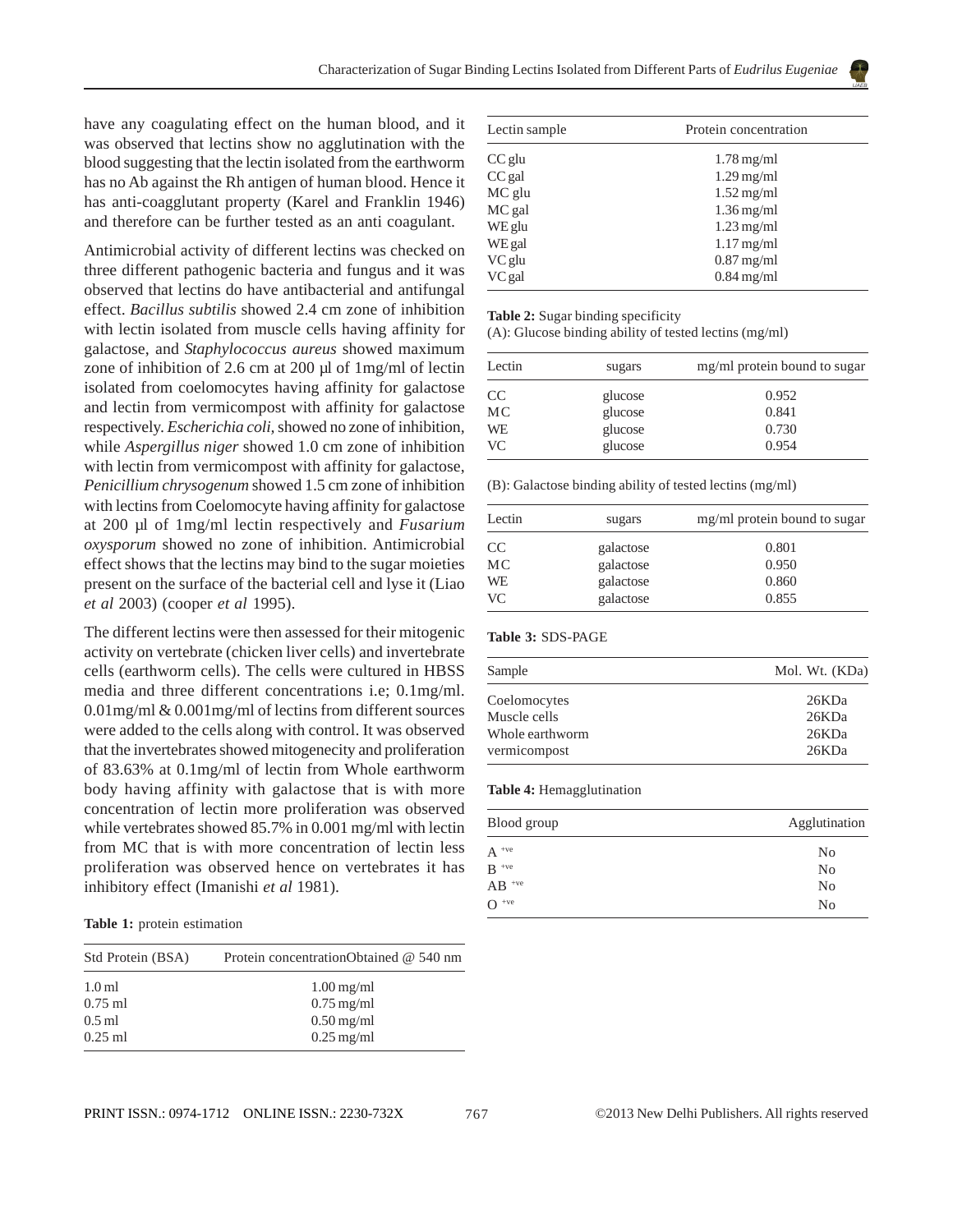have any coagulating effect on the human blood, and it was observed that lectins show no agglutination with the blood suggesting that the lectin isolated from the earthworm has no Ab against the Rh antigen of human blood. Hence it has anti-coagglutant property (Karel and Franklin 1946) and therefore can be further tested as an anti coagulant.

Antimicrobial activity of different lectins was checked on three different pathogenic bacteria and fungus and it was observed that lectins do have antibacterial and antifungal effect. *Bacillus subtilis* showed 2.4 cm zone of inhibition with lectin isolated from muscle cells having affinity for galactose, and *Staphylococcus aureus* showed maximum zone of inhibition of 2.6 cm at 200 µl of 1mg/ml of lectin isolated from coelomocytes having affinity for galactose and lectin from vermicompost with affinity for galactose respectively. *Escherichia coli,* showed no zone of inhibition, while *Aspergillus niger* showed 1.0 cm zone of inhibition with lectin from vermicompost with affinity for galactose, *Penicillium chrysogenum* showed 1.5 cm zone of inhibition with lectins from Coelomocyte having affinity for galactose at 200 µl of 1mg/ml lectin respectively and *Fusarium oxysporum* showed no zone of inhibition. Antimicrobial effect shows that the lectins may bind to the sugar moieties present on the surface of the bacterial cell and lyse it (Liao *et al* 2003) (cooper *et al* 1995).

The different lectins were then assessed for their mitogenic activity on vertebrate (chicken liver cells) and invertebrate cells (earthworm cells). The cells were cultured in HBSS media and three different concentrations i.e; 0.1mg/ml. 0.01mg/ml & 0.001mg/ml of lectins from different sources were added to the cells along with control. It was observed that the invertebrates showed mitogenecity and proliferation of 83.63% at 0.1mg/ml of lectin from Whole earthworm body having affinity with galactose that is with more concentration of lectin more proliferation was observed while vertebrates showed 85.7% in 0.001 mg/ml with lectin from MC that is with more concentration of lectin less proliferation was observed hence on vertebrates it has inhibitory effect (Imanishi *et al* 1981).

**Table 1:** protein estimation

| Std Protein (BSA) | Protein concentrationObtained @ 540 nm |
|---|---|
| 1.0 ml | 1.00 mg/ml |
| 0.75 ml | 0.75 mg/ml |
| 0.5 ml | 0.50 mg/ml |
| 0.25 ml | 0.25 mg/ml |

| Lectin sample | Protein concentration |
|---|---|
| CC glu | 1.78 mg/ml |
| CC gal | 1.29 mg/ml |
| MC glu | 1.52 mg/ml |
| MC gal | 1.36 mg/ml |
| WE glu | 1.23 mg/ml |
| WE gal | 1.17 mg/ml |
| VC glu | 0.87 mg/ml |
| VC gal | 0.84 mg/ml |

**Table 2:** Sugar binding specificity

(A): Glucose binding ability of tested lectins (mg/ml)

| Lectin | sugars | mg/ml protein bound to sugar |
|---|---|---|
| CC | glucose | 0.952 |
| MC | glucose | 0.841 |
| WE | glucose | 0.730 |
| VC | glucose | 0.954 |

(B): Galactose binding ability of tested lectins (mg/ml)

| Lectin | sugars | mg/ml protein bound to sugar |
|---|---|---|
| CC | galactose | 0.801 |
| MC | galactose | 0.950 |
| WE | galactose | 0.860 |
| VC | galactose | 0.855 |

**Table 3:** SDS-PAGE

| Sample | Mol. Wt. (KDa) |
|---|---|
| Coelomocytes | 26KDa |
| Muscle cells | 26KDa |
| Whole earthworm | 26KDa |
| vermicompost | 26KDa |

**Table 4:** Hemagglutination

| Blood group | Agglutination |
|---|---|
| $A^{+ve}$ | No |
| $B^{+ve}$ | No |
| $AB^{+ve}$ | No |
| $O^{+ve}$ | No |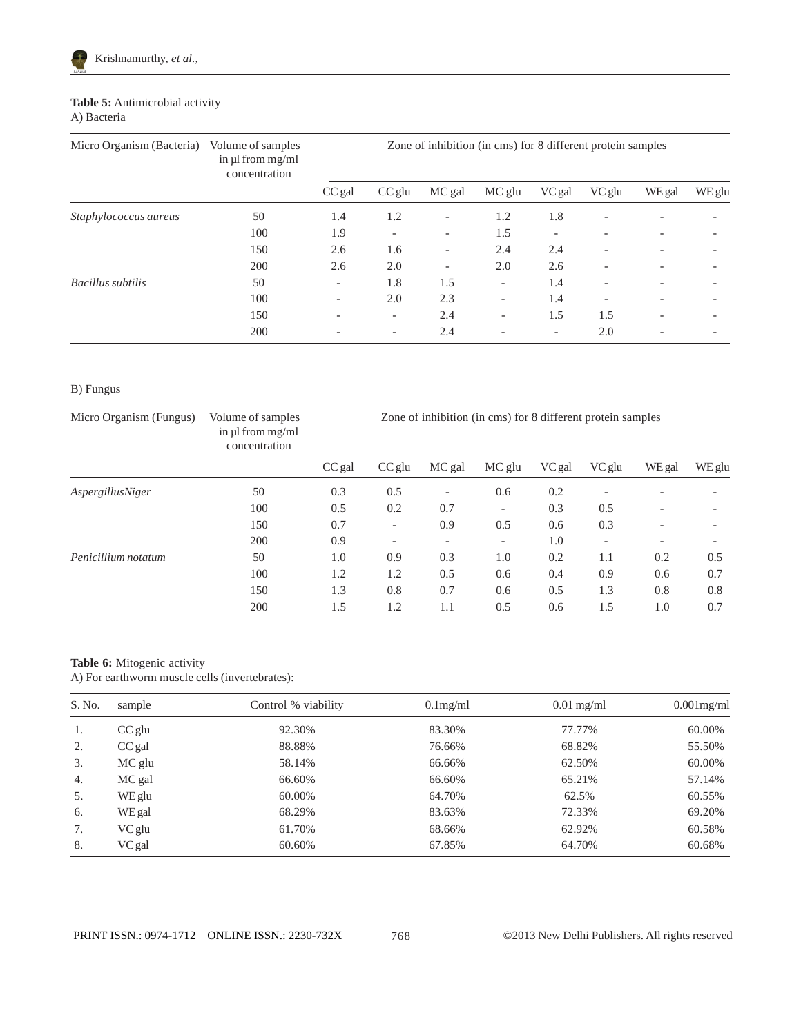**Table 5:** Antimicrobial activity

A) Bacteria

| Micro Organism (Bacteria) | Volume of samples in µl from mg/ml concentration | Zone of inhibition (in cms) for 8 different protein samples | | | | | | | |
|---|---|---|---|---|---|---|---|---|---|
| | | CC gal | CC glu | MC gal | MC glu | VC gal | VC glu | WE gal | WE glu |
| *Staphylococcus aureus* | 50 | 1.4 | 1.2 | - | 1.2 | 1.8 | - | - | - |
| | 100 | 1.9 | - | - | 1.5 | - | - | - | - |
| | 150 | 2.6 | 1.6 | - | 2.4 | 2.4 | - | - | - |
| | 200 | 2.6 | 2.0 | - | 2.0 | 2.6 | - | - | - |
| *Bacillus subtilis* | 50 | - | 1.8 | 1.5 | - | 1.4 | - | - | - |
| | 100 | - | 2.0 | 2.3 | - | 1.4 | - | - | - |
| | 150 | - | - | 2.4 | - | 1.5 | 1.5 | - | - |
| | 200 | - | - | 2.4 | - | - | 2.0 | - | - |

B) Fungus

| Micro Organism (Fungus) | Volume of samples in µl from mg/ml concentration | Zone of inhibition (in cms) for 8 different protein samples | | | | | | | |
|---|---|---|---|---|---|---|---|---|---|
| | | CC gal | CC glu | MC gal | MC glu | VC gal | VC glu | WE gal | WE glu |
| *AspergillusNiger* | 50 | 0.3 | 0.5 | - | 0.6 | 0.2 | - | - | - |
| | 100 | 0.5 | 0.2 | 0.7 | - | 0.3 | 0.5 | - | - |
| | 150 | 0.7 | - | 0.9 | 0.5 | 0.6 | 0.3 | - | - |
| | 200 | 0.9 | - | - | - | 1.0 | - | - | - |
| *Penicillium notatum* | 50 | 1.0 | 0.9 | 0.3 | 1.0 | 0.2 | 1.1 | 0.2 | 0.5 |
| | 100 | 1.2 | 1.2 | 0.5 | 0.6 | 0.4 | 0.9 | 0.6 | 0.7 |
| | 150 | 1.3 | 0.8 | 0.7 | 0.6 | 0.5 | 1.3 | 0.8 | 0.8 |
| | 200 | 1.5 | 1.2 | 1.1 | 0.5 | 0.6 | 1.5 | 1.0 | 0.7 |

**Table 6:** Mitogenic activity

A) For earthworm muscle cells (invertebrates):

| S. No. | sample | Control % viability | 0.1mg/ml | 0.01 mg/ml | 0.001mg/ml |
|---|---|---|---|---|---|
| 1. | CC glu | 92.30% | 83.30% | 77.77% | 60.00% |
| 2. | CC gal | 88.88% | 76.66% | 68.82% | 55.50% |
| 3. | MC glu | 58.14% | 66.66% | 62.50% | 60.00% |
| 4. | MC gal | 66.60% | 66.60% | 65.21% | 57.14% |
| 5. | WE glu | 60.00% | 64.70% | 62.5% | 60.55% |
| 6. | WE gal | 68.29% | 83.63% | 72.33% | 69.20% |
| 7. | VC glu | 61.70% | 68.66% | 62.92% | 60.58% |
| 8. | VC gal | 60.60% | 67.85% | 64.70% | 60.68% |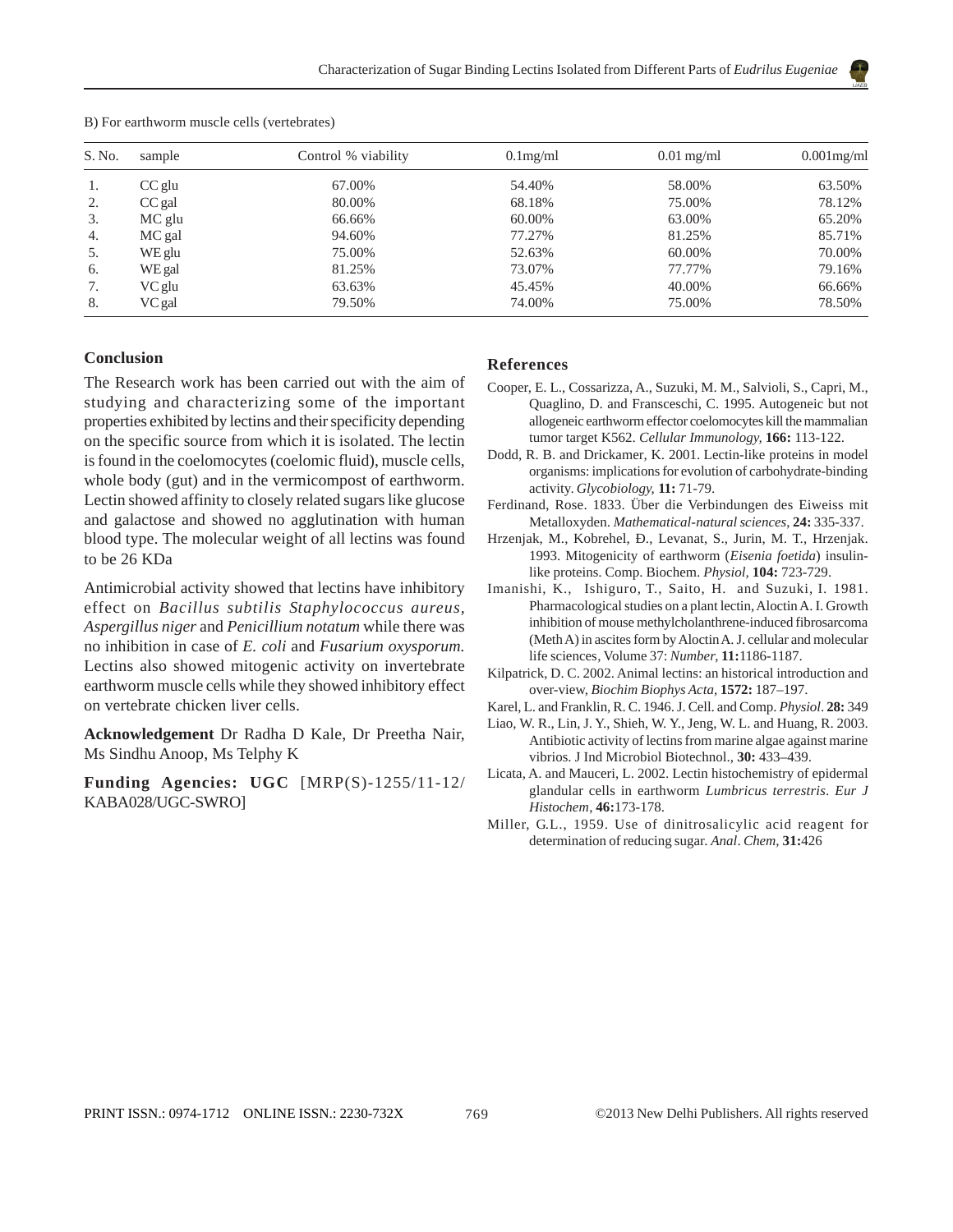B) For earthworm muscle cells (vertebrates)

| S. No. | sample | Control % viability | 0.1mg/ml | 0.01 mg/ml | 0.001mg/ml |
|---|---|---|---|---|---|
| 1. | CC glu | 67.00% | 54.40% | 58.00% | 63.50% |
| 2. | CC gal | 80.00% | 68.18% | 75.00% | 78.12% |
| 3. | MC glu | 66.66% | 60.00% | 63.00% | 65.20% |
| 4. | MC gal | 94.60% | 77.27% | 81.25% | 85.71% |
| 5. | WE glu | 75.00% | 52.63% | 60.00% | 70.00% |
| 6. | WE gal | 81.25% | 73.07% | 77.77% | 79.16% |
| 7. | VC glu | 63.63% | 45.45% | 40.00% | 66.66% |
| 8. | VC gal | 79.50% | 74.00% | 75.00% | 78.50% |

## Conclusion

The Research work has been carried out with the aim of studying and characterizing some of the important properties exhibited by lectins and their specificity depending on the specific source from which it is isolated. The lectin is found in the coelomocytes (coelomic fluid), muscle cells, whole body (gut) and in the vermicompost of earthworm. Lectin showed affinity to closely related sugars like glucose and galactose and showed no agglutination with human blood type. The molecular weight of all lectins was found to be 26 KDa

Antimicrobial activity showed that lectins have inhibitory effect on *Bacillus subtilis Staphylococcus aureus*, *Aspergillus niger* and *Penicillium notatum* while there was no inhibition in case of *E. coli* and *Fusarium oxysporum.* Lectins also showed mitogenic activity on invertebrate earthworm muscle cells while they showed inhibitory effect on vertebrate chicken liver cells.

**Acknowledgement** Dr Radha D Kale, Dr Preetha Nair, Ms Sindhu Anoop, Ms Telphy K

**Funding Agencies: UGC** [MRP(S)-1255/11-12/ KABA028/UGC-SWRO]

## References

Cooper, E. L., Cossarizza, A., Suzuki, M. M., Salvioli, S., Capri, M., Quaglino, D. and Fransceschi, C. 1995. Autogeneic but not allogeneic earthworm effector coelomocytes kill the mammalian tumor target K562. *Cellular Immunology,* **166:** 113-122.

Dodd, R. B. and Drickamer, K. 2001. Lectin-like proteins in model organisms: implications for evolution of carbohydrate-binding activity. *Glycobiology,* **11:** 71-79.

Ferdinand, Rose. 1833. Über die Verbindungen des Eiweiss mit Metalloxyden. *Mathematical-natural sciences*, **24:** 335-337.

Hrzenjak, M., Kobrehel, Đ., Levanat, S., Jurin, M. T., Hrzenjak. 1993. Mitogenicity of earthworm (*Eisenia foetida*) insulin-like proteins. Comp. Biochem. *Physiol,* **104:** 723-729.

Imanishi, K., Ishiguro, T., Saito, H. and Suzuki, I. 1981. Pharmacological studies on a plant lectin, Aloctin A. I. Growth inhibition of mouse methylcholanthrene-induced fibrosarcoma (Meth A) in ascites form by Aloctin A. J. cellular and molecular life sciences, Volume 37: *Number*, **11:**1186-1187.

Kilpatrick, D. C. 2002. Animal lectins: an historical introduction and over-view, *Biochim Biophys Acta*, **1572:** 187–197.

Karel, L. and Franklin, R. C. 1946. J. Cell. and Comp. *Physiol*. **28:** 349

Liao, W. R., Lin, J. Y., Shieh, W. Y., Jeng, W. L. and Huang, R. 2003. Antibiotic activity of lectins from marine algae against marine vibrios. J Ind Microbiol Biotechnol., **30:** 433–439.

Licata, A. and Mauceri, L. 2002. Lectin histochemistry of epidermal glandular cells in earthworm *Lumbricus terrestris*. *Eur J Histochem*, **46:**173-178.

Miller, G.L., 1959. Use of dinitrosalicylic acid reagent for determination of reducing sugar. *Anal*. *Chem,* **31:**426